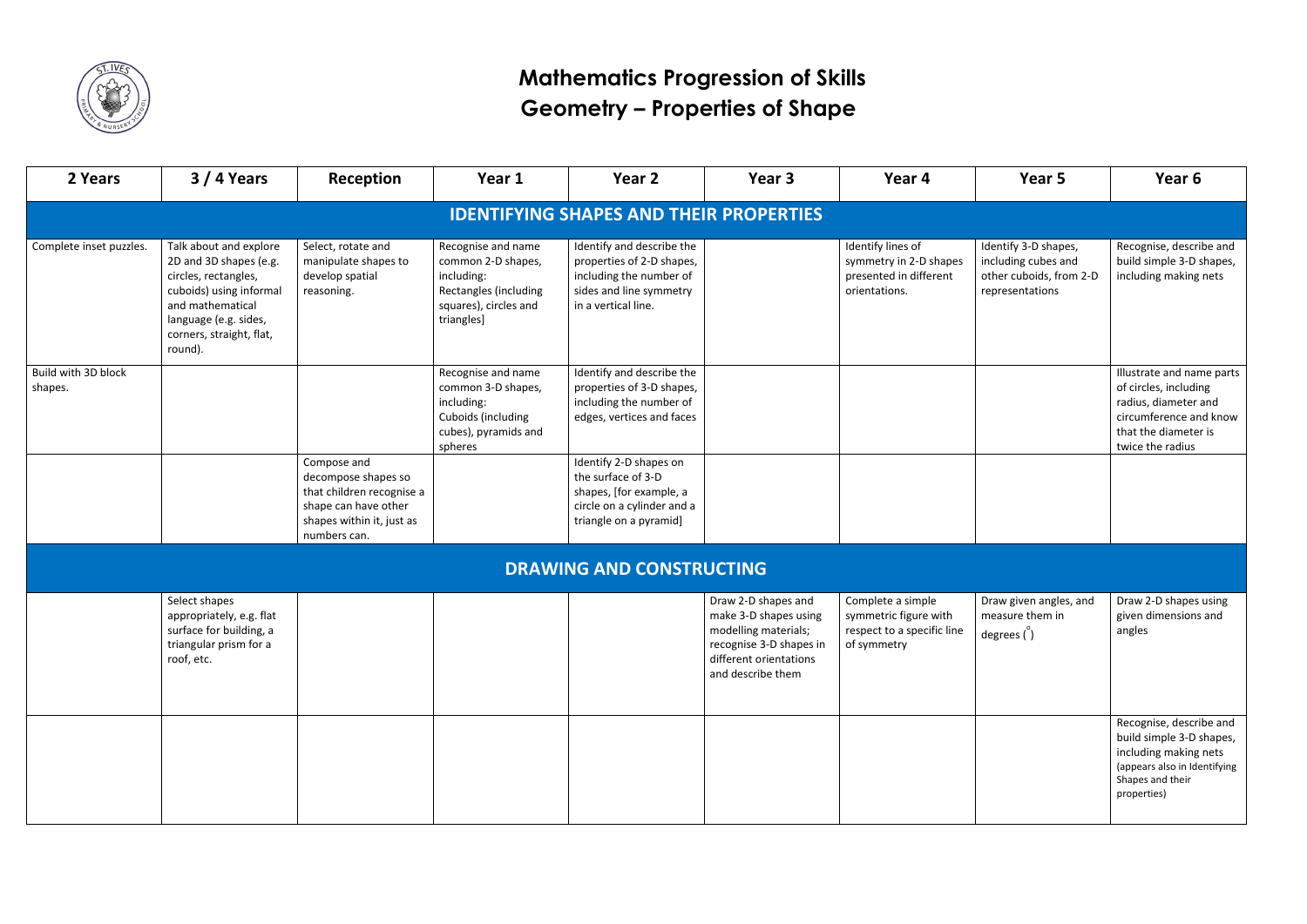# Mathematics Progression of Skills

## Geometry – Properties of Shape

| 2 Years | 3 / 4 Years | Reception | Year 1 | Year 2 | Year 3 | Year 4 | Year 5 | Year 6 |
|---|---|---|---|---|---|---|---|---|
| **IDENTIFYING SHAPES AND THEIR PROPERTIES** | | | | | | | | |
| Complete inset puzzles. | Talk about and explore 2D and 3D shapes (e.g. circles, rectangles, cuboids) using informal and mathematical language (e.g. sides, corners, straight, flat, round). | Select, rotate and manipulate shapes to develop spatial reasoning. | Recognise and name common 2-D shapes, including: Rectangles (including squares), circles and triangles] | Identify and describe the properties of 2-D shapes, including the number of sides and line symmetry in a vertical line. | | Identify lines of symmetry in 2-D shapes presented in different orientations. | Identify 3-D shapes, including cubes and other cuboids, from 2-D representations | Recognise, describe and build simple 3-D shapes, including making nets |
| Build with 3D block shapes. | | | Recognise and name common 3-D shapes, including: Cuboids (including cubes), pyramids and spheres | Identify and describe the properties of 3-D shapes, including the number of edges, vertices and faces | | | | Illustrate and name parts of circles, including radius, diameter and circumference and know that the diameter is twice the radius |
| | | Compose and decompose shapes so that children recognise a shape can have other shapes within it, just as numbers can. | | Identify 2-D shapes on the surface of 3-D shapes, [for example, a circle on a cylinder and a triangle on a pyramid] | | | | |
| **DRAWING AND CONSTRUCTING** | | | | | | | | |
| | Select shapes appropriately, e.g. flat surface for building, a triangular prism for a roof, etc. | | | | Draw 2-D shapes and make 3-D shapes using modelling materials; recognise 3-D shapes in different orientations and describe them | Complete a simple symmetric figure with respect to a specific line of symmetry | Draw given angles, and measure them in degrees ($^{\circ}$) | Draw 2-D shapes using given dimensions and angles |
| | | | | | | | | Recognise, describe and build simple 3-D shapes, including making nets (appears also in Identifying Shapes and their properties) |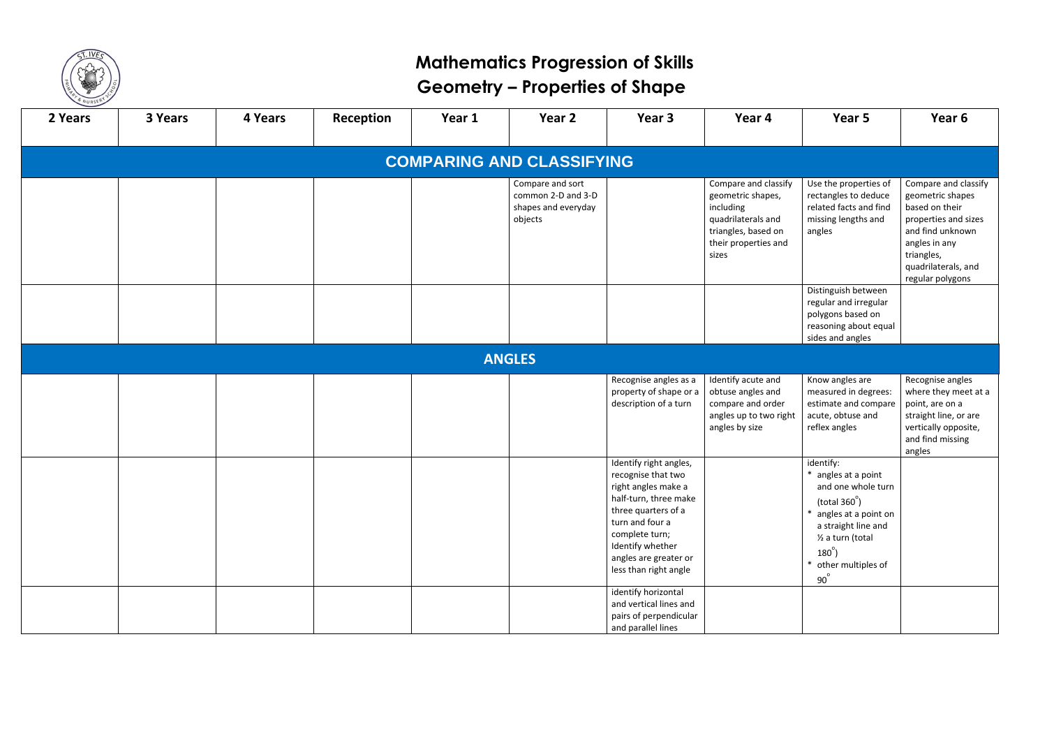# Mathematics Progression of Skills

## Geometry – Properties of Shape

| 2 Years | 3 Years | 4 Years | Reception | Year 1 | Year 2 | Year 3 | Year 4 | Year 5 | Year 6 |
|---|---|---|---|---|---|---|---|---|---|
| **COMPARING AND CLASSIFYING** | | | | | | | | | |
| | | | | | Compare and sort common 2-D and 3-D shapes and everyday objects | | Compare and classify geometric shapes, including quadrilaterals and triangles, based on their properties and sizes | Use the properties of rectangles to deduce related facts and find missing lengths and angles | Compare and classify geometric shapes based on their properties and sizes and find unknown angles in any triangles, quadrilaterals, and regular polygons |
| | | | | | | | | Distinguish between regular and irregular polygons based on reasoning about equal sides and angles | |
| **ANGLES** | | | | | | | | | |
| | | | | | | Recognise angles as a property of shape or a description of a turn | Identify acute and obtuse angles and compare and order angles up to two right angles by size | Know angles are measured in degrees: estimate and compare acute, obtuse and reflex angles | Recognise angles where they meet at a point, are on a straight line, or are vertically opposite, and find missing angles |
| | | | | | | Identify right angles, recognise that two right angles make a half-turn, three make three quarters of a turn and four a complete turn; Identify whether angles are greater or less than right angle | | identify:<br>* angles at a point and one whole turn (total $360^\circ$)<br>* angles at a point on a straight line and ½ a turn (total $180^\circ$)<br>* other multiples of $90^\circ$ | |
| | | | | | | identify horizontal and vertical lines and pairs of perpendicular and parallel lines | | | |